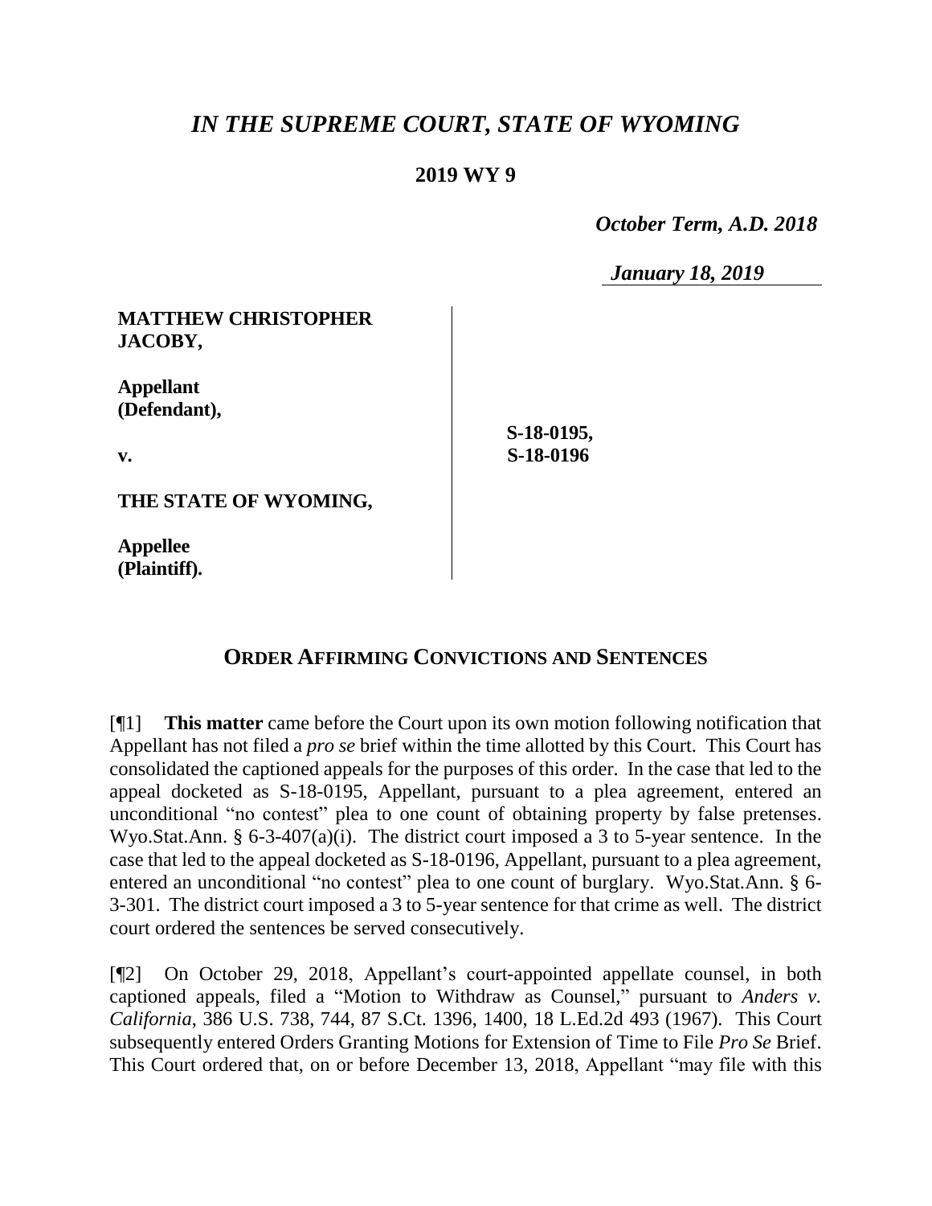# *IN THE SUPREME COURT, STATE OF WYOMING*

## 2019 WY 9

*October Term, A.D. 2018*

*January 18, 2019*

| | |
|---|---|
| **MATTHEW CHRISTOPHER JACOBY,**<br><br>**Appellant (Defendant),**<br><br>**v.**<br><br>**THE STATE OF WYOMING,**<br><br>**Appellee (Plaintiff).** | **S-18-0195, S-18-0196** |

## ORDER AFFIRMING CONVICTIONS AND SENTENCES

[¶1] **This matter** came before the Court upon its own motion following notification that Appellant has not filed a *pro se* brief within the time allotted by this Court. This Court has consolidated the captioned appeals for the purposes of this order. In the case that led to the appeal docketed as S-18-0195, Appellant, pursuant to a plea agreement, entered an unconditional "no contest" plea to one count of obtaining property by false pretenses. Wyo.Stat.Ann. § 6-3-407(a)(i). The district court imposed a 3 to 5-year sentence. In the case that led to the appeal docketed as S-18-0196, Appellant, pursuant to a plea agreement, entered an unconditional "no contest" plea to one count of burglary. Wyo.Stat.Ann. § 6-3-301. The district court imposed a 3 to 5-year sentence for that crime as well. The district court ordered the sentences be served consecutively.

[¶2] On October 29, 2018, Appellant's court-appointed appellate counsel, in both captioned appeals, filed a "Motion to Withdraw as Counsel," pursuant to *Anders v. California*, 386 U.S. 738, 744, 87 S.Ct. 1396, 1400, 18 L.Ed.2d 493 (1967). This Court subsequently entered Orders Granting Motions for Extension of Time to File *Pro Se* Brief. This Court ordered that, on or before December 13, 2018, Appellant "may file with this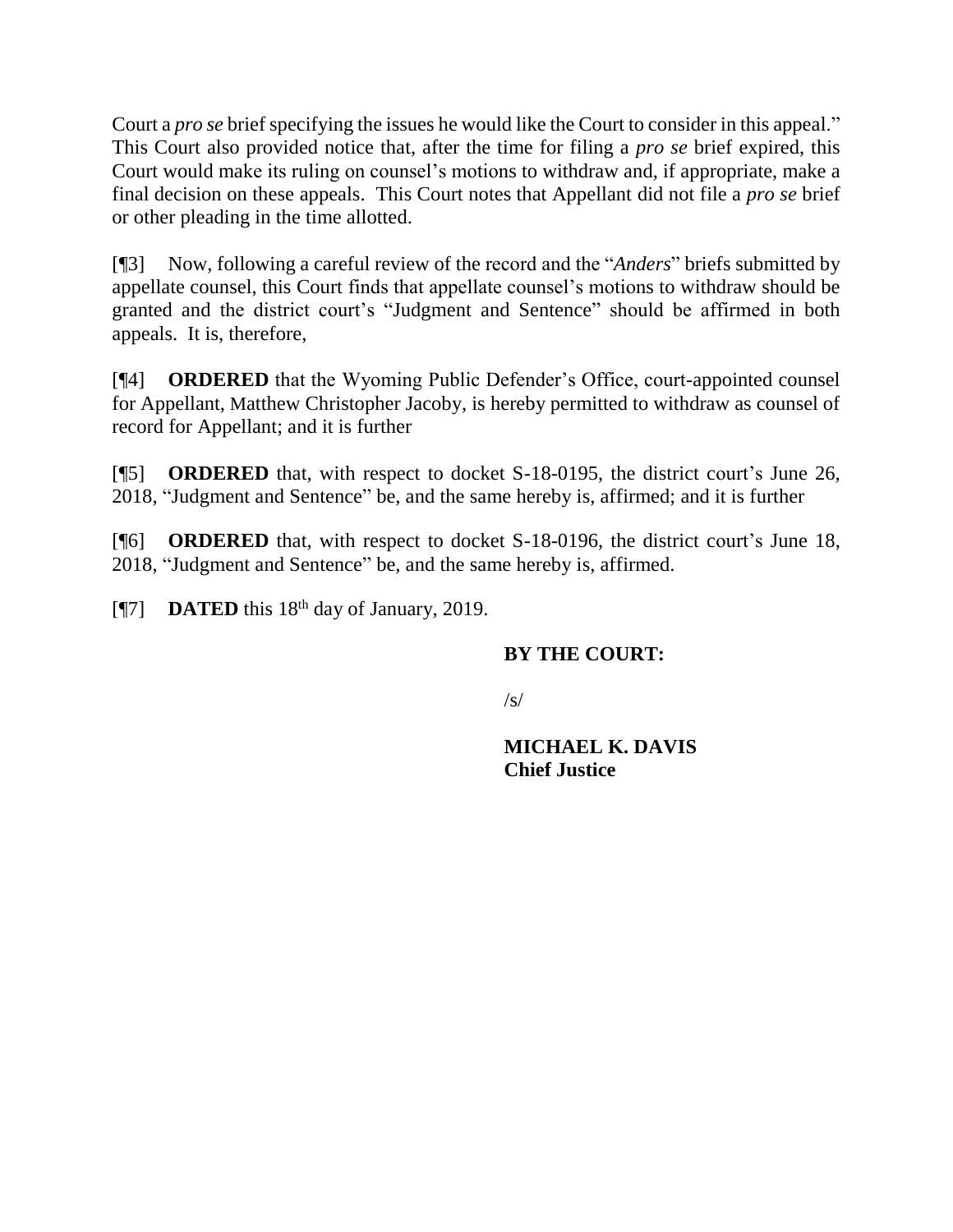Court a *pro se* brief specifying the issues he would like the Court to consider in this appeal." This Court also provided notice that, after the time for filing a *pro se* brief expired, this Court would make its ruling on counsel's motions to withdraw and, if appropriate, make a final decision on these appeals. This Court notes that Appellant did not file a *pro se* brief or other pleading in the time allotted.

[¶3] Now, following a careful review of the record and the "*Anders*" briefs submitted by appellate counsel, this Court finds that appellate counsel's motions to withdraw should be granted and the district court's "Judgment and Sentence" should be affirmed in both appeals. It is, therefore,

[¶4] **ORDERED** that the Wyoming Public Defender's Office, court-appointed counsel for Appellant, Matthew Christopher Jacoby, is hereby permitted to withdraw as counsel of record for Appellant; and it is further

[¶5] **ORDERED** that, with respect to docket S-18-0195, the district court's June 26, 2018, "Judgment and Sentence" be, and the same hereby is, affirmed; and it is further

[¶6] **ORDERED** that, with respect to docket S-18-0196, the district court's June 18, 2018, "Judgment and Sentence" be, and the same hereby is, affirmed.

[¶7] **DATED** this 18th day of January, 2019.

**BY THE COURT:**

/s/

**MICHAEL K. DAVIS**
**Chief Justice**